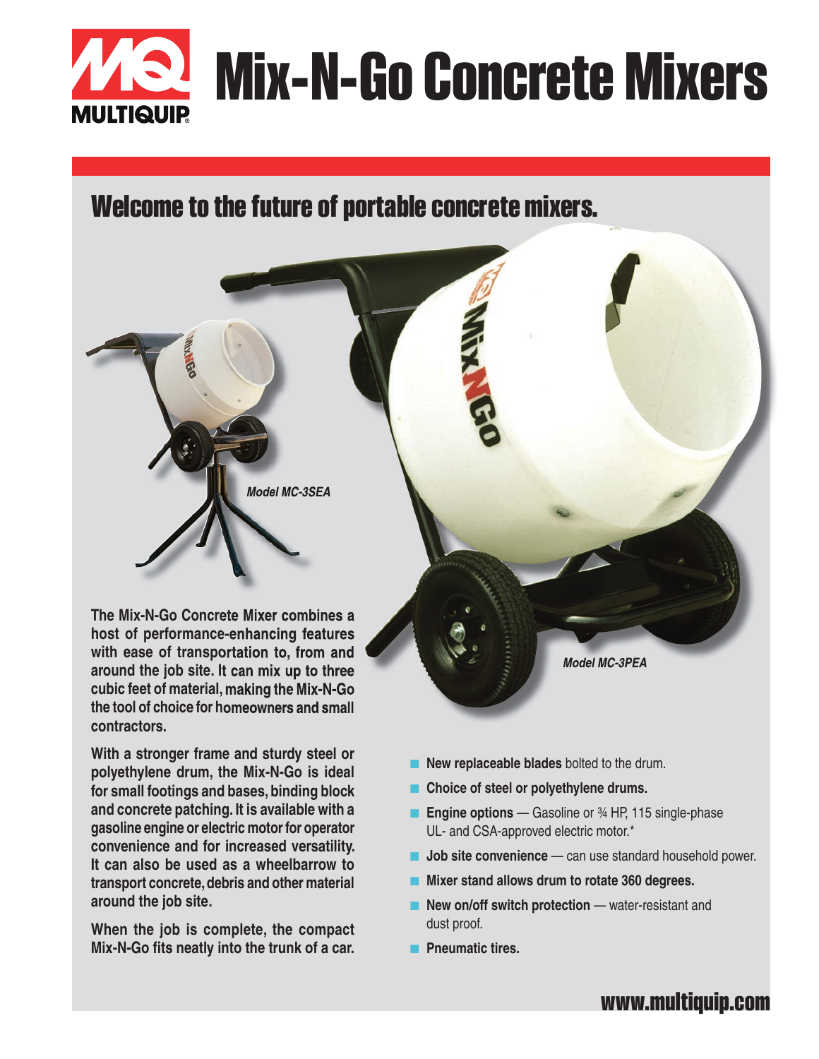# Mix-N-Go Concrete Mixers

MULTIQUIP

## Welcome to the future of portable concrete mixers.

*Model MC-3SEA*

*Model MC-3PEA*

**The Mix-N-Go Concrete Mixer combines a host of performance-enhancing features with ease of transportation to, from and around the job site. It can mix up to three cubic feet of material, making the Mix-N-Go the tool of choice for homeowners and small contractors.**

**With a stronger frame and sturdy steel or polyethylene drum, the Mix-N-Go is ideal for small footings and bases, binding block and concrete patching. It is available with a gasoline engine or electric motor for operator convenience and for increased versatility. It can also be used as a wheelbarrow to transport concrete, debris and other material around the job site.**

**When the job is complete, the compact Mix-N-Go fits neatly into the trunk of a car.**

- **New replaceable blades** bolted to the drum.
- **Choice of steel or polyethylene drums.**
- **Engine options** — Gasoline or ¾ HP, 115 single-phase UL- and CSA-approved electric motor.*
- **Job site convenience** — can use standard household power.
- **Mixer stand allows drum to rotate 360 degrees.**
- **New on/off switch protection** — water-resistant and dust proof.
- **Pneumatic tires.**

www.multiquip.com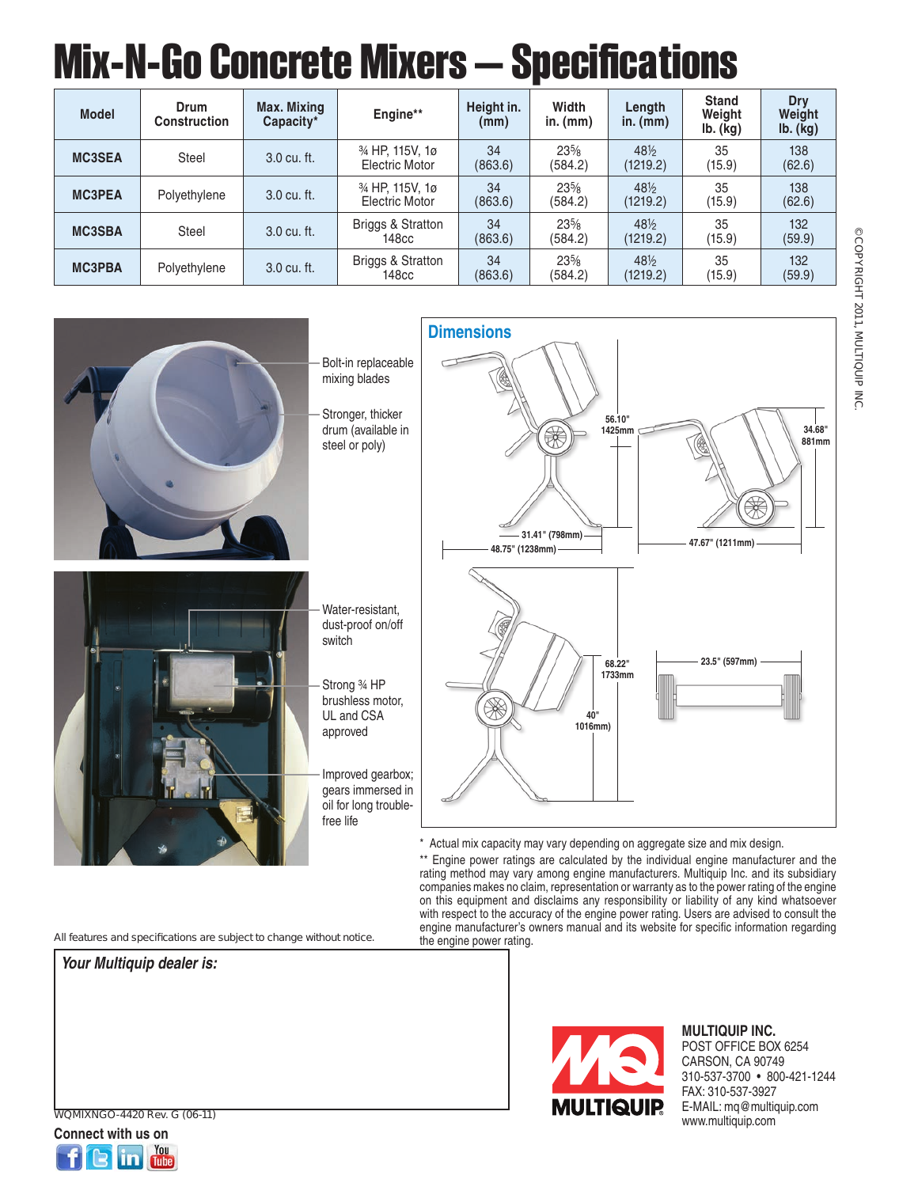# Mix-N-Go Concrete Mixers — Specifications

| Model | Drum Construction | Max. Mixing Capacity* | Engine** | Height in. (mm) | Width in. (mm) | Length in. (mm) | Stand Weight lb. (kg) | Dry Weight lb. (kg) |
|---|---|---|---|---|---|---|---|---|
| **MC3SEA** | Steel | 3.0 cu. ft. | ¾ HP, 115V, 1ø Electric Motor | 34 (863.6) | 23⅝ (584.2) | 48½ (1219.2) | 35 (15.9) | 138 (62.6) |
| **MC3PEA** | Polyethylene | 3.0 cu. ft. | ¾ HP, 115V, 1ø Electric Motor | 34 (863.6) | 23⅝ (584.2) | 48½ (1219.2) | 35 (15.9) | 138 (62.6) |
| **MC3SBA** | Steel | 3.0 cu. ft. | Briggs & Stratton 148cc | 34 (863.6) | 23⅝ (584.2) | 48½ (1219.2) | 35 (15.9) | 132 (59.9) |
| **MC3PBA** | Polyethylene | 3.0 cu. ft. | Briggs & Stratton 148cc | 34 (863.6) | 23⅝ (584.2) | 48½ (1219.2) | 35 (15.9) | 132 (59.9) |

Bolt-in replaceable mixing blades

Stronger, thicker drum (available in steel or poly)

Water-resistant, dust-proof on/off switch

Strong ¾ HP brushless motor, UL and CSA approved

Improved gearbox; gears immersed in oil for long trouble-free life

## Dimensions

56.10" 1425mm

34.68" 881mm

31.41" (798mm)

48.75" (1238mm)

47.67" (1211mm)

68.22" 1733mm

40" 1016mm)

23.5" (597mm)

\* Actual mix capacity may vary depending on aggregate size and mix design.

\*\* Engine power ratings are calculated by the individual engine manufacturer and the rating method may vary among engine manufacturers. Multiquip Inc. and its subsidiary companies makes no claim, representation or warranty as to the power rating of the engine on this equipment and disclaims any responsibility or liability of any kind whatsoever with respect to the accuracy of the engine power rating. Users are advised to consult the engine manufacturer's owners manual and its website for specific information regarding the engine power rating.

All features and specifications are subject to change without notice.

***Your Multiquip dealer is:***

WQMIXNGO-4420 Rev. G (06-11)

**Connect with us on**

**MULTIQUIP INC.**
POST OFFICE BOX 6254
CARSON, CA 90749
310-537-3700 • 800-421-1244
FAX: 310-537-3927
E-MAIL: mq@multiquip.com
www.multiquip.com

©COPYRIGHT 2011, MULTIQUIP INC.